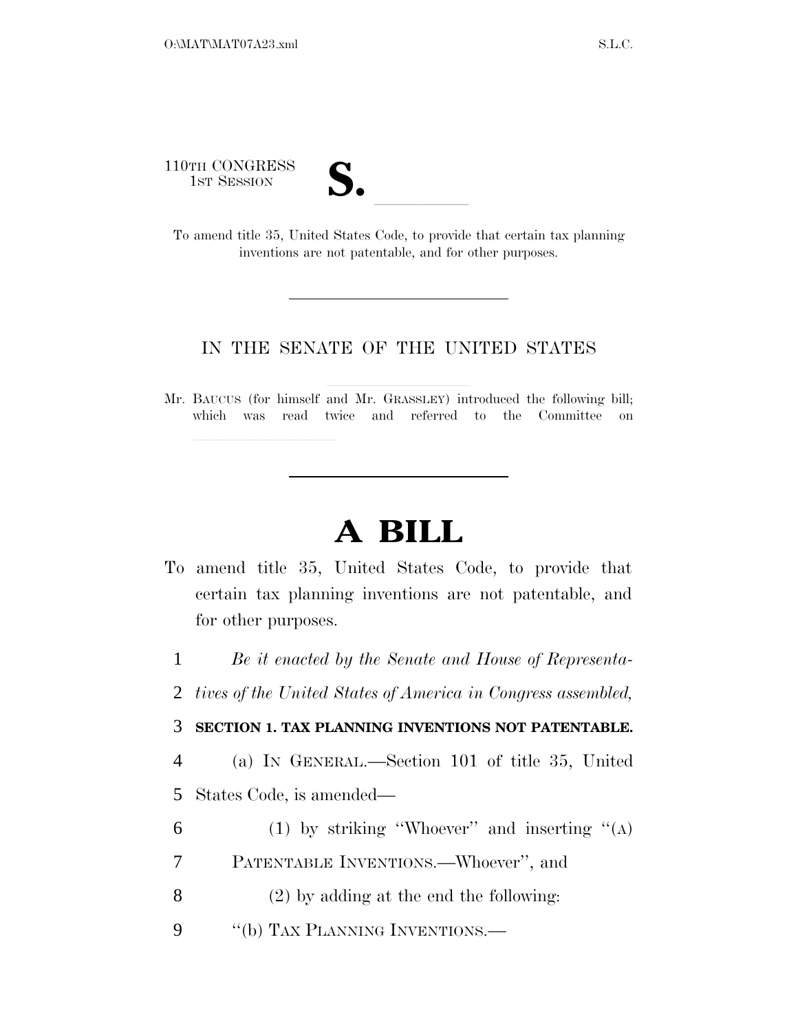110TH CONGRESS
1ST SESSION

# S. ______

To amend title 35, United States Code, to provide that certain tax planning inventions are not patentable, and for other purposes.

---

IN THE SENATE OF THE UNITED STATES

Mr. BAUCUS (for himself and Mr. GRASSLEY) introduced the following bill; which was read twice and referred to the Committee on ______________

---

# A BILL

To amend title 35, United States Code, to provide that certain tax planning inventions are not patentable, and for other purposes.

1 *Be it enacted by the Senate and House of Representa-*
2 *tives of the United States of America in Congress assembled,*

3 **SECTION 1. TAX PLANNING INVENTIONS NOT PATENTABLE.**

4 (a) IN GENERAL.—Section 101 of title 35, United
5 States Code, is amended—

6 (1) by striking "Whoever" and inserting "(A)
7 PATENTABLE INVENTIONS.—Whoever", and

8 (2) by adding at the end the following:

9 "(b) TAX PLANNING INVENTIONS.—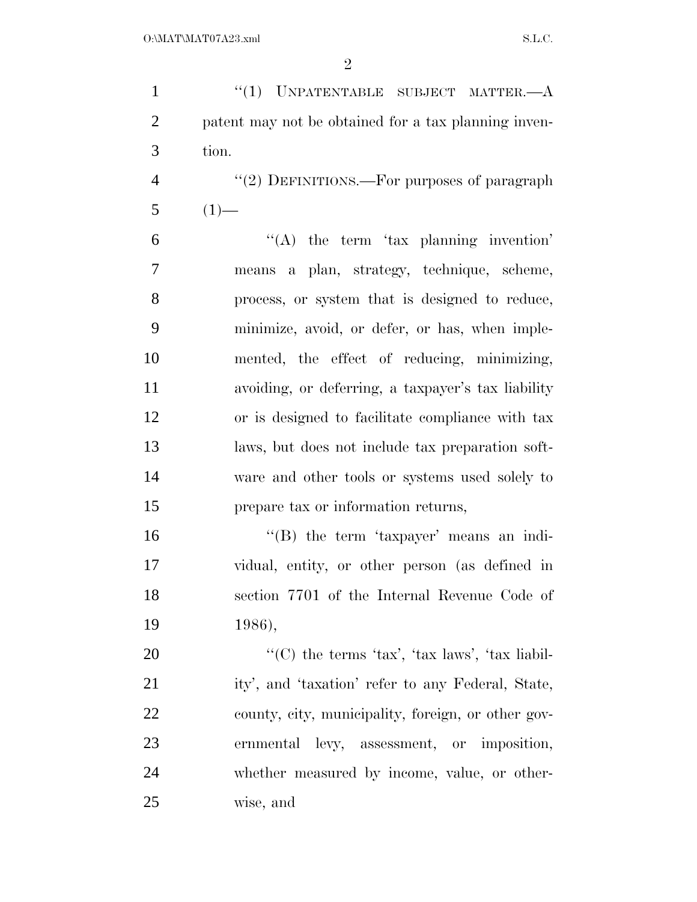"(1) UNPATENTABLE SUBJECT MATTER.—A patent may not be obtained for a tax planning invention.

"(2) DEFINITIONS.—For purposes of paragraph (1)—

"(A) the term 'tax planning invention' means a plan, strategy, technique, scheme, process, or system that is designed to reduce, minimize, avoid, or defer, or has, when implemented, the effect of reducing, minimizing, avoiding, or deferring, a taxpayer's tax liability or is designed to facilitate compliance with tax laws, but does not include tax preparation software and other tools or systems used solely to prepare tax or information returns,

"(B) the term 'taxpayer' means an individual, entity, or other person (as defined in section 7701 of the Internal Revenue Code of 1986),

"(C) the terms 'tax', 'tax laws', 'tax liability', and 'taxation' refer to any Federal, State, county, city, municipality, foreign, or other governmental levy, assessment, or imposition, whether measured by income, value, or otherwise, and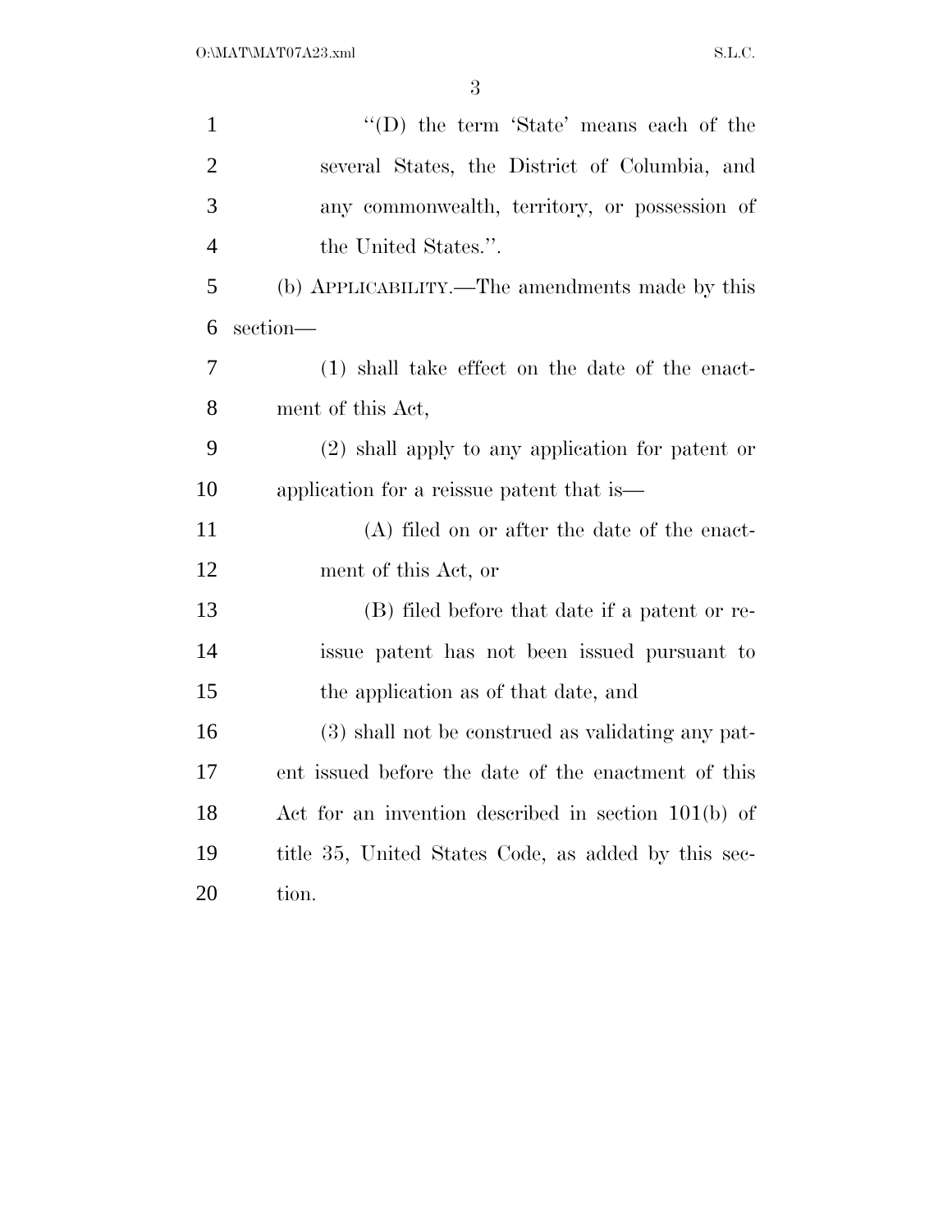"(D) the term 'State' means each of the several States, the District of Columbia, and any commonwealth, territory, or possession of the United States.".

(b) APPLICABILITY.—The amendments made by this section—

(1) shall take effect on the date of the enactment of this Act,

(2) shall apply to any application for patent or application for a reissue patent that is—

(A) filed on or after the date of the enactment of this Act, or

(B) filed before that date if a patent or reissue patent has not been issued pursuant to the application as of that date, and

(3) shall not be construed as validating any patent issued before the date of the enactment of this Act for an invention described in section 101(b) of title 35, United States Code, as added by this section.